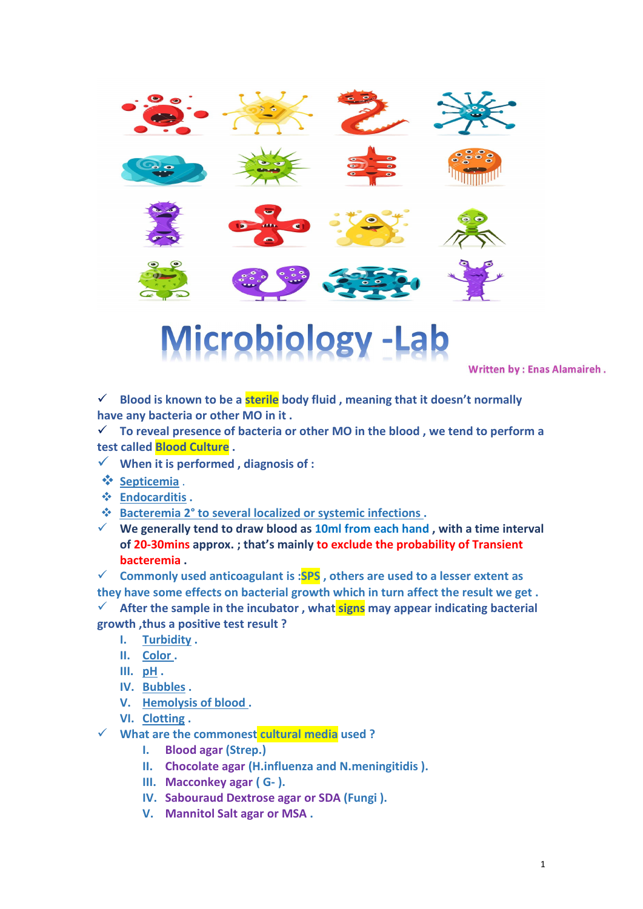# Microbiology -Lab

Written by : Enas Alamaireh .

- ✓ Blood is known to be a **sterile** body fluid , meaning that it doesn't normally have any bacteria or other MO in it .
- ✓ To reveal presence of bacteria or other MO in the blood , we tend to perform a test called **Blood Culture** .
- ✓ When it is performed , diagnosis of :
  - ❖ Septicemia .
  - ❖ Endocarditis .
  - ❖ Bacteremia 2° to several localized or systemic infections .
- ✓ We generally tend to draw blood as 10ml from each hand , with a time interval of 20-30mins approx. ; that's mainly to exclude the probability of Transient bacteremia .
- ✓ Commonly used anticoagulant is :**SPS** , others are used to a lesser extent as they have some effects on bacterial growth which in turn affect the result we get .
- ✓ After the sample in the incubator , what **signs** may appear indicating bacterial growth ,thus a positive test result ?
  - I. Turbidity .
  - II. Color .
  - III. pH .
  - IV. Bubbles .
  - V. Hemolysis of blood .
  - VI. Clotting .
- ✓ What are the commonest **cultural media** used ?
  - I. Blood agar (Strep.)
  - II. Chocolate agar (H.influenza and N.meningitidis ).
  - III. Macconkey agar ( G- ).
  - IV. Sabouraud Dextrose agar or SDA (Fungi ).
  - V. Mannitol Salt agar or MSA .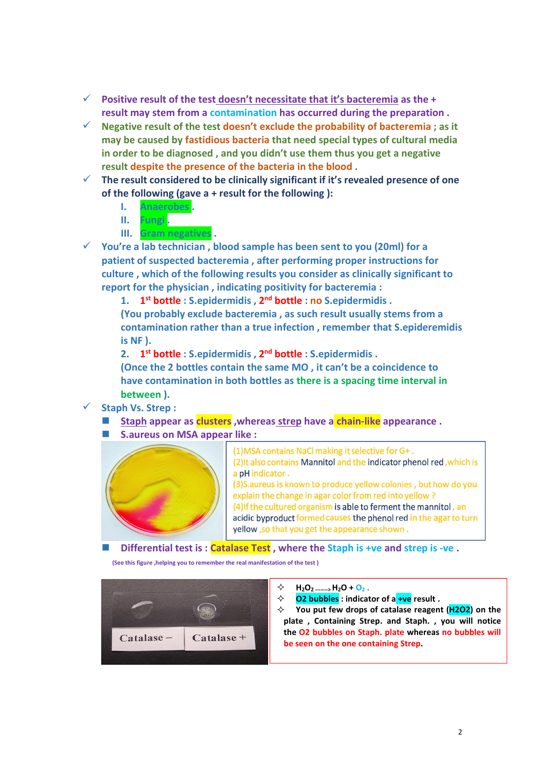- Positive result of the test doesn't necessitate that it's bacteremia as the + result may stem from a contamination has occurred during the preparation .
- Negative result of the test doesn't exclude the probability of bacteremia ; as it may be caused by fastidious bacteria that need special types of cultural media in order to be diagnosed , and you didn't use them thus you get a negative result despite the presence of the bacteria in the blood .
- The result considered to be clinically significant if it's revealed presence of one of the following (gave a + result for the following ):
  - I. Anaerobes .
  - II. Fungi .
  - III. Gram negatives .
- You're a lab technician , blood sample has been sent to you (20ml) for a patient of suspected bacteremia , after performing proper instructions for culture , which of the following results you consider as clinically significant to report for the physician , indicating positivity for bacteremia :
  1. 1st bottle : S.epidermidis , 2nd bottle : no S.epidermidis .
     (You probably exclude bacteremia , as such result usually stems from a contamination rather than a true infection , remember that S.epideremidis is NF ).
  2. 1st bottle : S.epidermidis , 2nd bottle : S.epidermidis .
     (Once the 2 bottles contain the same MO , it can't be a coincidence to have contamination in both bottles as there is a spacing time interval in between ).
- Staph Vs. Strep :
  - Staph appear as clusters ,whereas strep have a chain-like appearance .
  - S.aureus on MSA appear like :

(1)MSA contains NaCl making it selective for G+ .
(2)It also contains Mannitol and the indicator phenol red ,which is a pH indicator .
(3)S.aureus is known to produce yellow colonies , but how do you explain the change in agar color from red into yellow ?
(4)If the cultured organism is able to ferment the mannitol , an acidic byproduct formed causes the phenol red in the agar to turn yellow ,so that you get the appearance shown .

  - Differential test is : Catalase Test , where the Staph is +ve and strep is -ve .

(See this figure ,helping you to remember the real manifestation of the test )

Catalase – Catalase +

- $H_2O_2 \rightarrow H_2O + O_2$ .
- O2 bubbles : indicator of a +ve result .
- You put few drops of catalase reagent (H2O2) on the plate , Containing Strep. and Staph. , you will notice the O2 bubbles on Staph. plate whereas no bubbles will be seen on the one containing Strep.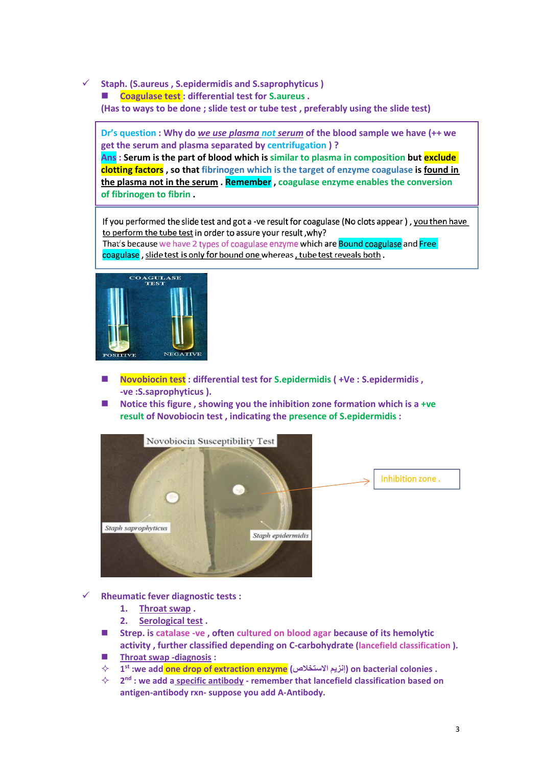- ✓ Staph. (S.aureus , S.epidermidis and S.saprophyticus )
  - **Coagulase test** : differential test for S.aureus .

  (Has to ways to be done ; slide test or tube test , preferably using the slide test)

> **Dr's question** : Why do ***we use plasma not serum*** of the blood sample we have (++ we get the serum and plasma separated by centrifugation ) ?
> **Ans** : Serum is the part of blood which is similar to plasma in composition but **exclude clotting factors** , so that fibrinogen which is the target of enzyme coagulase is found in the plasma not in the serum . **Remember** , coagulase enzyme enables the conversion of fibrinogen to fibrin .

> If you performed the slide test and got a -ve result for coagulase (No clots appear ) , you then have to perform the tube test in order to assure your result ,why?
> That's because we have 2 types of coagulase enzyme which are Bound coagulase and Free coagulase , slide test is only for bound one whereas , tube test reveals both .

- **Novobiocin test** : differential test for S.epidermidis ( +Ve : S.epidermidis , -ve :S.saprophyticus ).
- Notice this figure , showing you the inhibition zone formation which is a +ve result of Novobiocin test , indicating the presence of S.epidermidis :

Inhibition zone .

- ✓ Rheumatic fever diagnostic tests :
  1. Throat swap .
  2. Serological test .
  - Strep. is catalase -ve , often cultured on blood agar because of its hemolytic activity , further classified depending on C-carbohydrate (lancefield classification ).
  - Throat swap -diagnosis :
  - 1st :we add one drop of extraction enzyme (إنزيم الاستخلاص) on bacterial colonies .
  - 2nd : we add a specific antibody - remember that lancefield classification based on antigen-antibody rxn- suppose you add A-Antibody.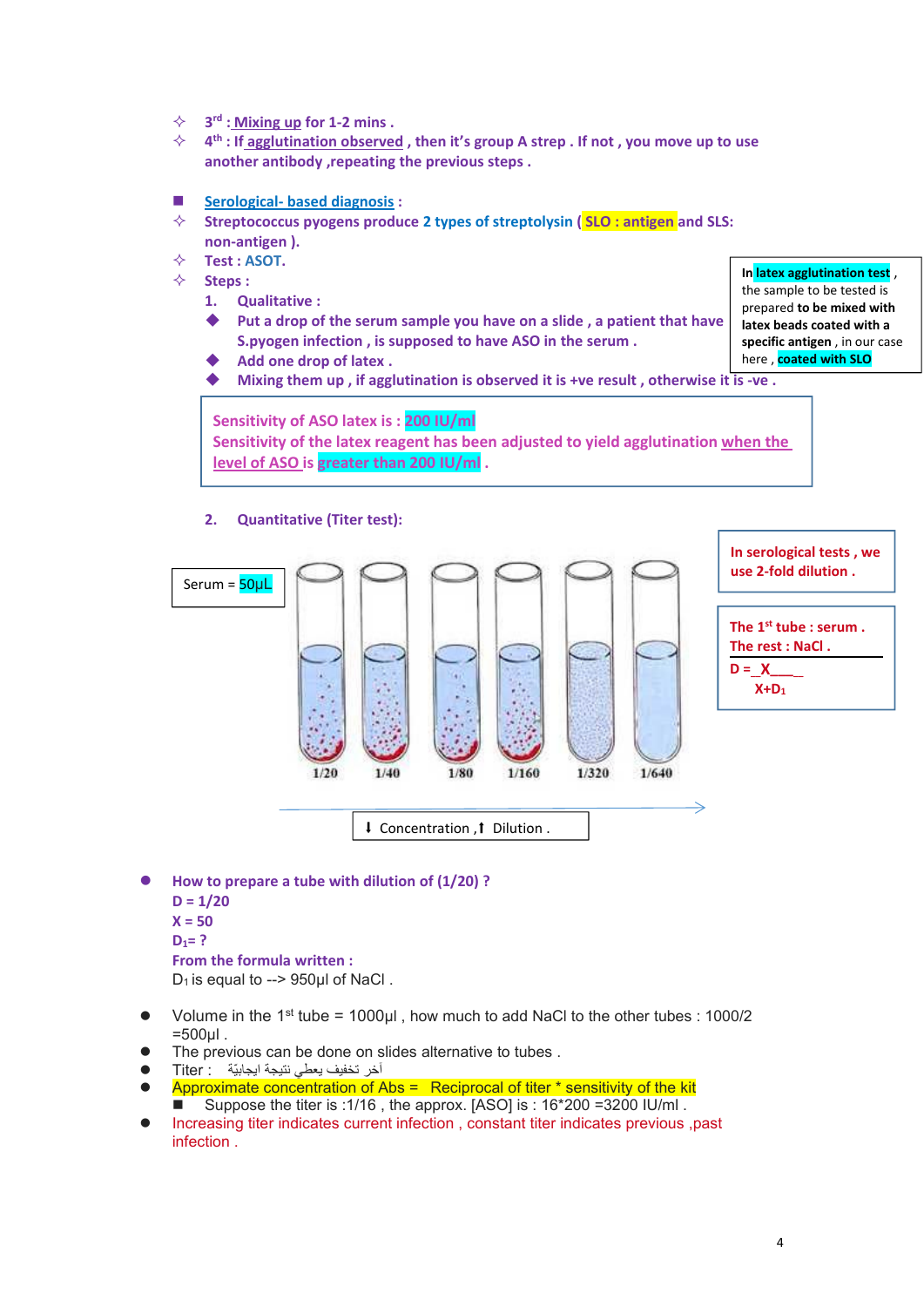- 3[rd] : Mixing up for 1-2 mins .
- 4[th] : If agglutination observed , then it's group A strep . If not , you move up to use another antibody ,repeating the previous steps .

## Serological- based diagnosis :

- Streptococcus pyogens produce 2 types of streptolysin ( SLO : antigen and SLS: non-antigen ).
- Test : ASOT.
- Steps :
  1. Qualitative :
     - Put a drop of the serum sample you have on a slide , a patient that have S.pyogen infection , is supposed to have ASO in the serum .
     - Add one drop of latex .
     - Mixing them up , if agglutination is observed it is +ve result , otherwise it is -ve .

> In latex agglutination test , the sample to be tested is prepared to be mixed with latex beads coated with a specific antigen , in our case here , coated with SLO

> Sensitivity of ASO latex is : 200 IU/ml
> Sensitivity of the latex reagent has been adjusted to yield agglutination when the level of ASO is greater than 200 IU/ml .

  2. Quantitative (Titer test):

Serum = 50μL

1/20 1/40 1/80 1/160 1/320 1/640

↓ Concentration , ↑ Dilution .

> In serological tests , we use 2-fold dilution .

> The 1[st] tube : serum .
> The rest : NaCl .
> $D = \frac{X}{X + D_1}$

- How to prepare a tube with dilution of (1/20) ?
  D = 1/20
  X = 50
  $D_1$= ?
  From the formula written :
  $D_1$ is equal to --> 950μl of NaCl .

- Volume in the 1[st] tube = 1000μl , how much to add NaCl to the other tubes : 1000/2 =500μl .
- The previous can be done on slides alternative to tubes .
- Titer : آخر تخفيف يعطي نتيجة ايجابيّة
- Approximate concentration of Abs = Reciprocal of titer * sensitivity of the kit
  - Suppose the titer is :1/16 , the approx. [ASO] is : 16*200 =3200 IU/ml .
- Increasing titer indicates current infection , constant titer indicates previous ,past infection .